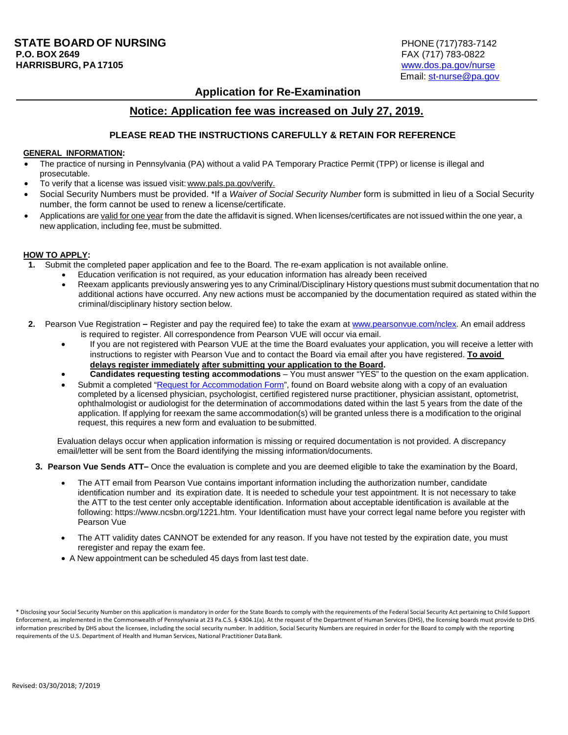**STATE BOARD OF NURSING**
**P.O. BOX 2649**
**HARRISBURG, PA 17105**

PHONE (717)783-7142
FAX (717) 783-0822
www.dos.pa.gov/nurse
Email: st-nurse@pa.gov

## Application for Re-Examination

## Notice: Application fee was increased on July 27, 2019.

### PLEASE READ THE INSTRUCTIONS CAREFULLY & RETAIN FOR REFERENCE

**GENERAL INFORMATION:**

- The practice of nursing in Pennsylvania (PA) without a valid PA Temporary Practice Permit (TPP) or license is illegal and prosecutable.
- To verify that a license was issued visit: www.pals.pa.gov/verify.
- Social Security Numbers must be provided. *If a *Waiver of Social Security Number* form is submitted in lieu of a Social Security number, the form cannot be used to renew a license/certificate.
- Applications are valid for one year from the date the affidavit is signed. When licenses/certificates are not issued within the one year, a new application, including fee, must be submitted.

**HOW TO APPLY:**

1. Submit the completed paper application and fee to the Board. The re-exam application is not available online.
   - Education verification is not required, as your education information has already been received
   - Reexam applicants previously answering yes to any Criminal/Disciplinary History questions must submit documentation that no additional actions have occurred. Any new actions must be accompanied by the documentation required as stated within the criminal/disciplinary history section below.

2. Pearson Vue Registration **–** Register and pay the required fee) to take the exam at www.pearsonvue.com/nclex. An email address is required to register. All correspondence from Pearson VUE will occur via email.
   - If you are not registered with Pearson VUE at the time the Board evaluates your application, you will receive a letter with instructions to register with Pearson Vue and to contact the Board via email after you have registered. **To avoid delays register immediately after submitting your application to the Board.**
   - **Candidates requesting testing accommodations** – You must answer "YES" to the question on the exam application.
   - Submit a completed "Request for Accommodation Form", found on Board website along with a copy of an evaluation completed by a licensed physician, psychologist, certified registered nurse practitioner, physician assistant, optometrist, ophthalmologist or audiologist for the determination of accommodations dated within the last 5 years from the date of the application. If applying for reexam the same accommodation(s) will be granted unless there is a modification to the original request, this requires a new form and evaluation to be submitted.

   Evaluation delays occur when application information is missing or required documentation is not provided. A discrepancy email/letter will be sent from the Board identifying the missing information/documents.

3. **Pearson Vue Sends ATT–** Once the evaluation is complete and you are deemed eligible to take the examination by the Board,
   - The ATT email from Pearson Vue contains important information including the authorization number, candidate identification number and its expiration date. It is needed to schedule your test appointment. It is not necessary to take the ATT to the test center only acceptable identification. Information about acceptable identification is available at the following: https://www.ncsbn.org/1221.htm. Your Identification must have your correct legal name before you register with Pearson Vue
   - The ATT validity dates CANNOT be extended for any reason. If you have not tested by the expiration date, you must reregister and repay the exam fee.
   - A New appointment can be scheduled 45 days from last test date.

\* Disclosing your Social Security Number on this application is mandatory in order for the State Boards to comply with the requirements of the Federal Social Security Act pertaining to Child Support Enforcement, as implemented in the Commonwealth of Pennsylvania at 23 Pa.C.S. § 4304.1(a). At the request of the Department of Human Services (DHS), the licensing boards must provide to DHS information prescribed by DHS about the licensee, including the social security number. In addition, Social Security Numbers are required in order for the Board to comply with the reporting requirements of the U.S. Department of Health and Human Services, National Practitioner Data Bank.

Revised: 03/30/2018; 7/2019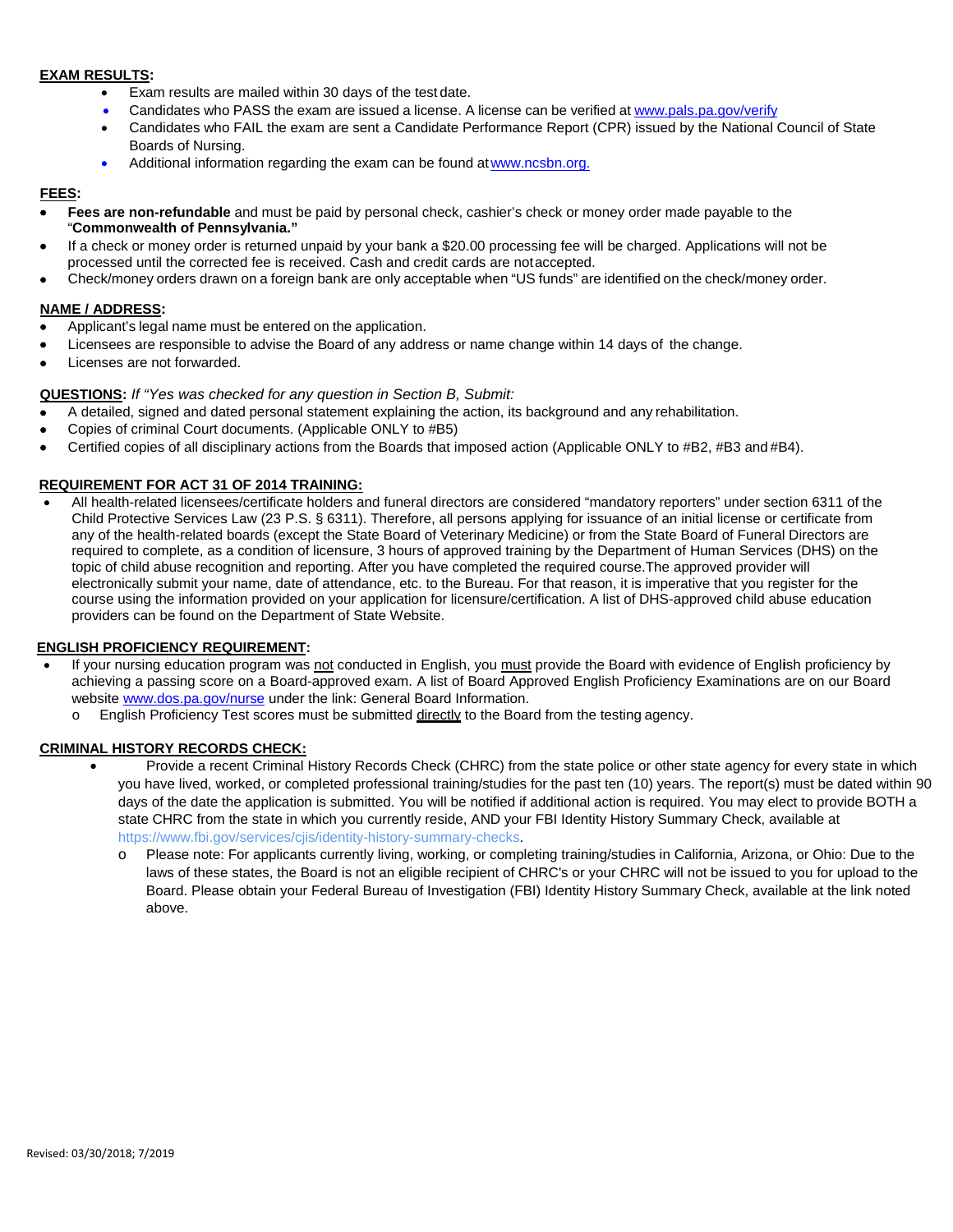**EXAM RESULTS:**

- Exam results are mailed within 30 days of the test date.
- Candidates who PASS the exam are issued a license. A license can be verified at www.pals.pa.gov/verify
- Candidates who FAIL the exam are sent a Candidate Performance Report (CPR) issued by the National Council of State Boards of Nursing.
- Additional information regarding the exam can be found at www.ncsbn.org.

**FEES:**

- **Fees are non-refundable** and must be paid by personal check, cashier's check or money order made payable to the "**Commonwealth of Pennsylvania."**
- If a check or money order is returned unpaid by your bank a $20.00 processing fee will be charged. Applications will not be processed until the corrected fee is received. Cash and credit cards are not accepted.
- Check/money orders drawn on a foreign bank are only acceptable when "US funds" are identified on the check/money order.

**NAME / ADDRESS:**

- Applicant's legal name must be entered on the application.
- Licensees are responsible to advise the Board of any address or name change within 14 days of the change.
- Licenses are not forwarded.

**QUESTIONS:** *If "Yes was checked for any question in Section B, Submit:*

- A detailed, signed and dated personal statement explaining the action, its background and any rehabilitation.
- Copies of criminal Court documents. (Applicable ONLY to #B5)
- Certified copies of all disciplinary actions from the Boards that imposed action (Applicable ONLY to #B2, #B3 and #B4).

**REQUIREMENT FOR ACT 31 OF 2014 TRAINING:**

- All health-related licensees/certificate holders and funeral directors are considered "mandatory reporters" under section 6311 of the Child Protective Services Law (23 P.S. § 6311). Therefore, all persons applying for issuance of an initial license or certificate from any of the health-related boards (except the State Board of Veterinary Medicine) or from the State Board of Funeral Directors are required to complete, as a condition of licensure, 3 hours of approved training by the Department of Human Services (DHS) on the topic of child abuse recognition and reporting. After you have completed the required course.The approved provider will electronically submit your name, date of attendance, etc. to the Bureau. For that reason, it is imperative that you register for the course using the information provided on your application for licensure/certification. A list of DHS-approved child abuse education providers can be found on the Department of State Website.

**ENGLISH PROFICIENCY REQUIREMENT:**

- If your nursing education program was not conducted in English, you must provide the Board with evidence of English proficiency by achieving a passing score on a Board-approved exam. A list of Board Approved English Proficiency Examinations are on our Board website www.dos.pa.gov/nurse under the link: General Board Information.
  - English Proficiency Test scores must be submitted directly to the Board from the testing agency.

**CRIMINAL HISTORY RECORDS CHECK:**

- Provide a recent Criminal History Records Check (CHRC) from the state police or other state agency for every state in which you have lived, worked, or completed professional training/studies for the past ten (10) years. The report(s) must be dated within 90 days of the date the application is submitted. You will be notified if additional action is required. You may elect to provide BOTH a state CHRC from the state in which you currently reside, AND your FBI Identity History Summary Check, available at https://www.fbi.gov/services/cjis/identity-history-summary-checks.
  - Please note: For applicants currently living, working, or completing training/studies in California, Arizona, or Ohio: Due to the laws of these states, the Board is not an eligible recipient of CHRC's or your CHRC will not be issued to you for upload to the Board. Please obtain your Federal Bureau of Investigation (FBI) Identity History Summary Check, available at the link noted above.

Revised: 03/30/2018; 7/2019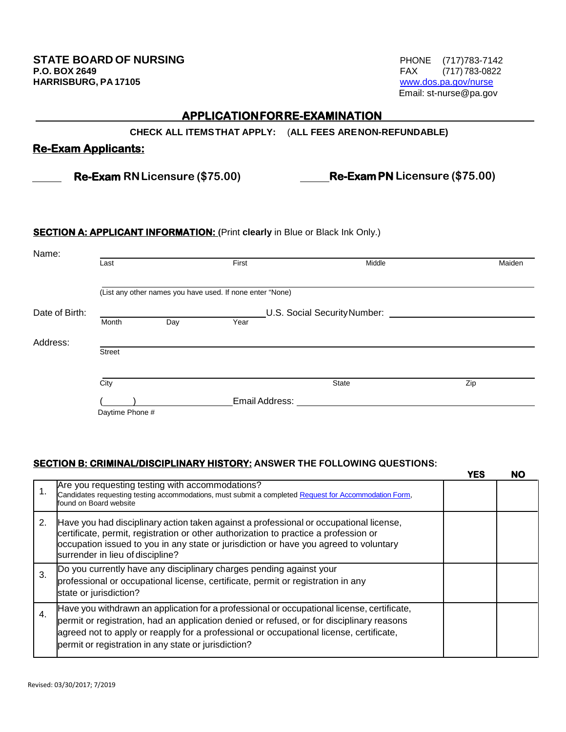**STATE BOARD OF NURSING**
**P.O. BOX 2649**
**HARRISBURG, PA 17105**

PHONE (717)783-7142
FAX (717) 783-0822
www.dos.pa.gov/nurse
Email: st-nurse@pa.gov

## APPLICATION FOR RE-EXAMINATION

**CHECK ALL ITEMS THAT APPLY:** (**ALL FEES ARE NON-REFUNDABLE)**

### Re-Exam Applicants:

_____ **Re-Exam RN Licensure ($75.00)**     _____ **Re-Exam PN Licensure ($75.00)**

**SECTION A: APPLICANT INFORMATION: (**Print **clearly** in Blue or Black Ink Only.)

Name: ______________________________________________________________
Last    First    Middle    Maiden

______________________________________________________________
(List any other names you have used. If none enter "None)

Date of Birth: ______________________ U.S. Social Security Number: ______________________
Month    Day    Year

Address: ______________________________________________________________
Street

______________________________________________________________
City    State    Zip

(______) ______________ Email Address: ______________________________
Daytime Phone #

**SECTION B: CRIMINAL/DISCIPLINARY HISTORY:** **ANSWER THE FOLLOWING QUESTIONS:**

| | | **YES** | **NO** |
|---|---|---|---|
| 1. | Are you requesting testing with accommodations? Candidates requesting testing accommodations, must submit a completed Request for Accommodation Form, found on Board website | | |
| 2. | Have you had disciplinary action taken against a professional or occupational license, certificate, permit, registration or other authorization to practice a profession or occupation issued to you in any state or jurisdiction or have you agreed to voluntary surrender in lieu of discipline? | | |
| 3. | Do you currently have any disciplinary charges pending against your professional or occupational license, certificate, permit or registration in any state or jurisdiction? | | |
| 4. | Have you withdrawn an application for a professional or occupational license, certificate, permit or registration, had an application denied or refused, or for disciplinary reasons agreed not to apply or reapply for a professional or occupational license, certificate, permit or registration in any state or jurisdiction? | | |

Revised: 03/30/2017; 7/2019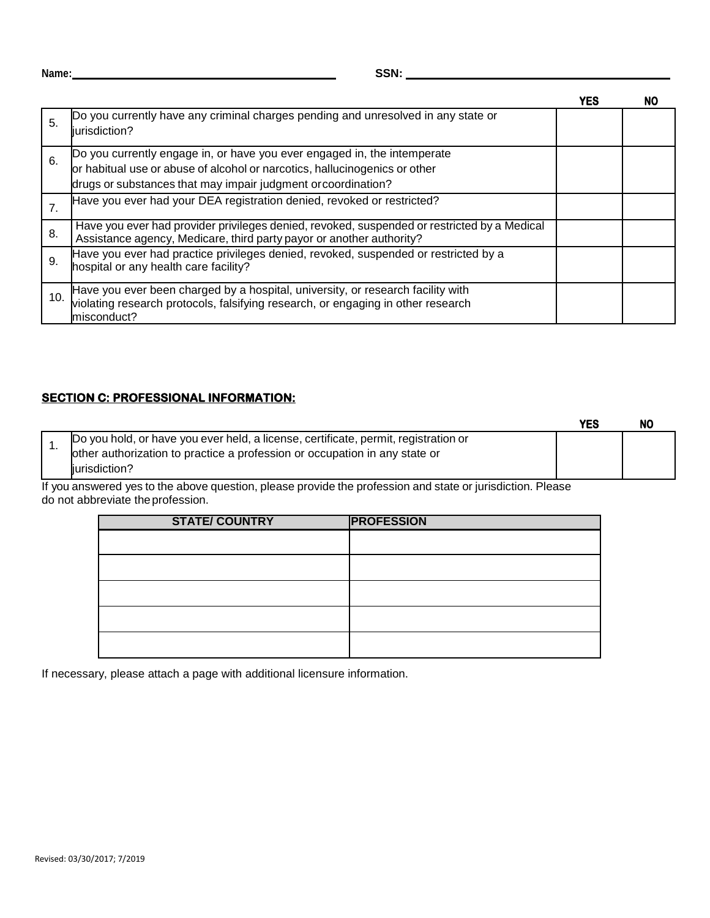Name: ______________________________ SSN: ______________________________

| | | YES | NO |
|---|---|---|---|
| 5. | Do you currently have any criminal charges pending and unresolved in any state or jurisdiction? | | |
| 6. | Do you currently engage in, or have you ever engaged in, the intemperate or habitual use or abuse of alcohol or narcotics, hallucinogenics or other drugs or substances that may impair judgment or coordination? | | |
| 7. | Have you ever had your DEA registration denied, revoked or restricted? | | |
| 8. | Have you ever had provider privileges denied, revoked, suspended or restricted by a Medical Assistance agency, Medicare, third party payor or another authority? | | |
| 9. | Have you ever had practice privileges denied, revoked, suspended or restricted by a hospital or any health care facility? | | |
| 10. | Have you ever been charged by a hospital, university, or research facility with violating research protocols, falsifying research, or engaging in other research misconduct? | | |

## SECTION C: PROFESSIONAL INFORMATION:

| | | YES | NO |
|---|---|---|---|
| 1. | Do you hold, or have you ever held, a license, certificate, permit, registration or other authorization to practice a profession or occupation in any state or jurisdiction? | | |

If you answered yes to the above question, please provide the profession and state or jurisdiction. Please do not abbreviate the profession.

| STATE/ COUNTRY | PROFESSION |
|---|---|
| | |
| | |
| | |
| | |
| | |

If necessary, please attach a page with additional licensure information.

Revised: 03/30/2017; 7/2019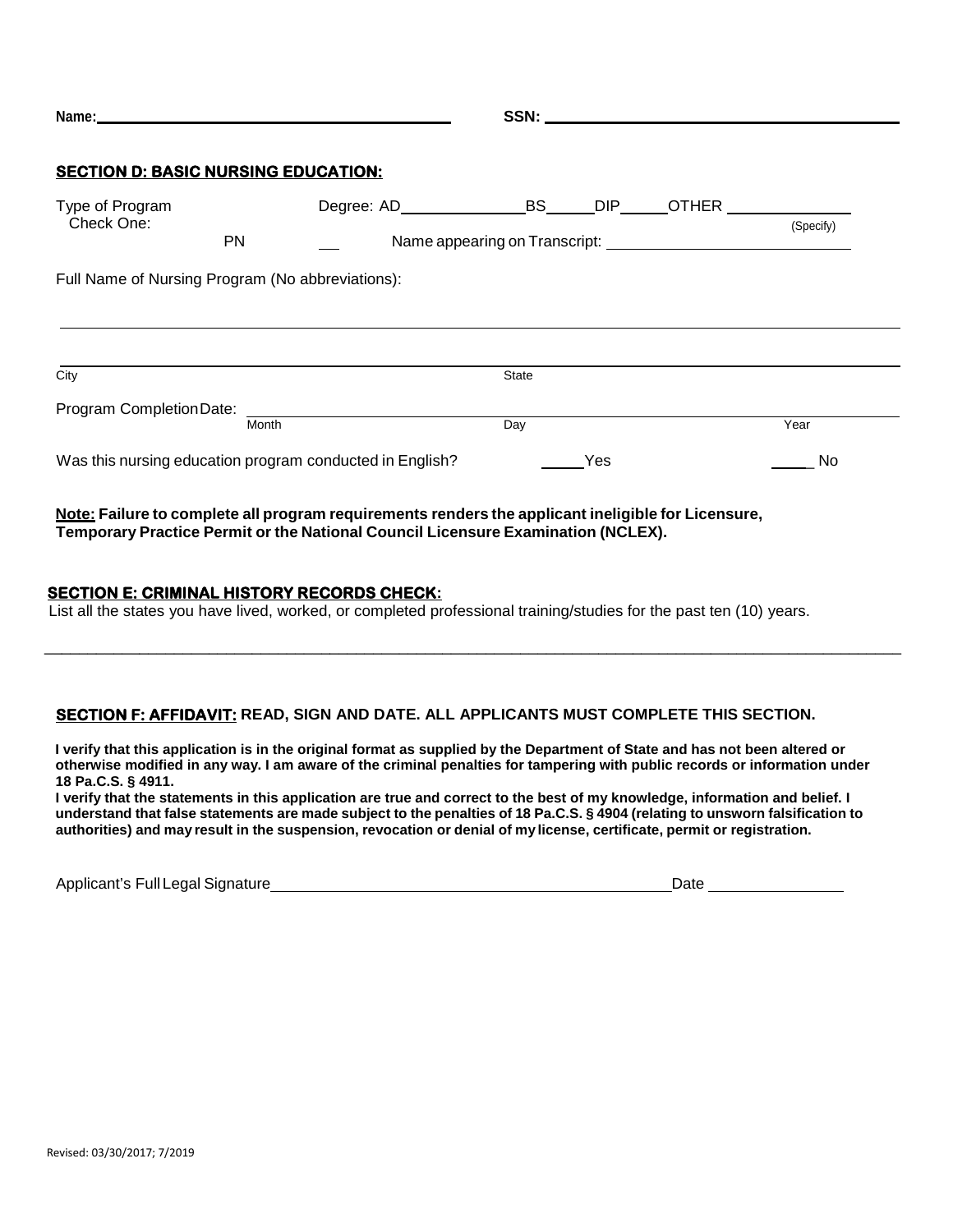Name: ______________________________ SSN: ______________________________

**SECTION D: BASIC NURSING EDUCATION:**

Type of Program
Check One:

Degree: AD __________ BS _____ DIP _____ OTHER __________ (Specify)

PN ___ Name appearing on Transcript: ______________________________

Full Name of Nursing Program (No abbreviations):

______________________________________________________________________

______________________________________________________________________

City State

Program Completion Date: ______________________________________________

Month Day Year

Was this nursing education program conducted in English? _____ Yes _____ No

**Note: Failure to complete all program requirements renders the applicant ineligible for Licensure, Temporary Practice Permit or the National Council Licensure Examination (NCLEX).**

**SECTION E: CRIMINAL HISTORY RECORDS CHECK:**

List all the states you have lived, worked, or completed professional training/studies for the past ten (10) years.

______________________________________________________________________

**SECTION F: AFFIDAVIT: READ, SIGN AND DATE. ALL APPLICANTS MUST COMPLETE THIS SECTION.**

**I verify that this application is in the original format as supplied by the Department of State and has not been altered or otherwise modified in any way. I am aware of the criminal penalties for tampering with public records or information under 18 Pa.C.S. § 4911.**

**I verify that the statements in this application are true and correct to the best of my knowledge, information and belief. I understand that false statements are made subject to the penalties of 18 Pa.C.S. § 4904 (relating to unsworn falsification to authorities) and may result in the suspension, revocation or denial of my license, certificate, permit or registration.**

Applicant's Full Legal Signature ______________________________ Date ____________

Revised: 03/30/2017; 7/2019